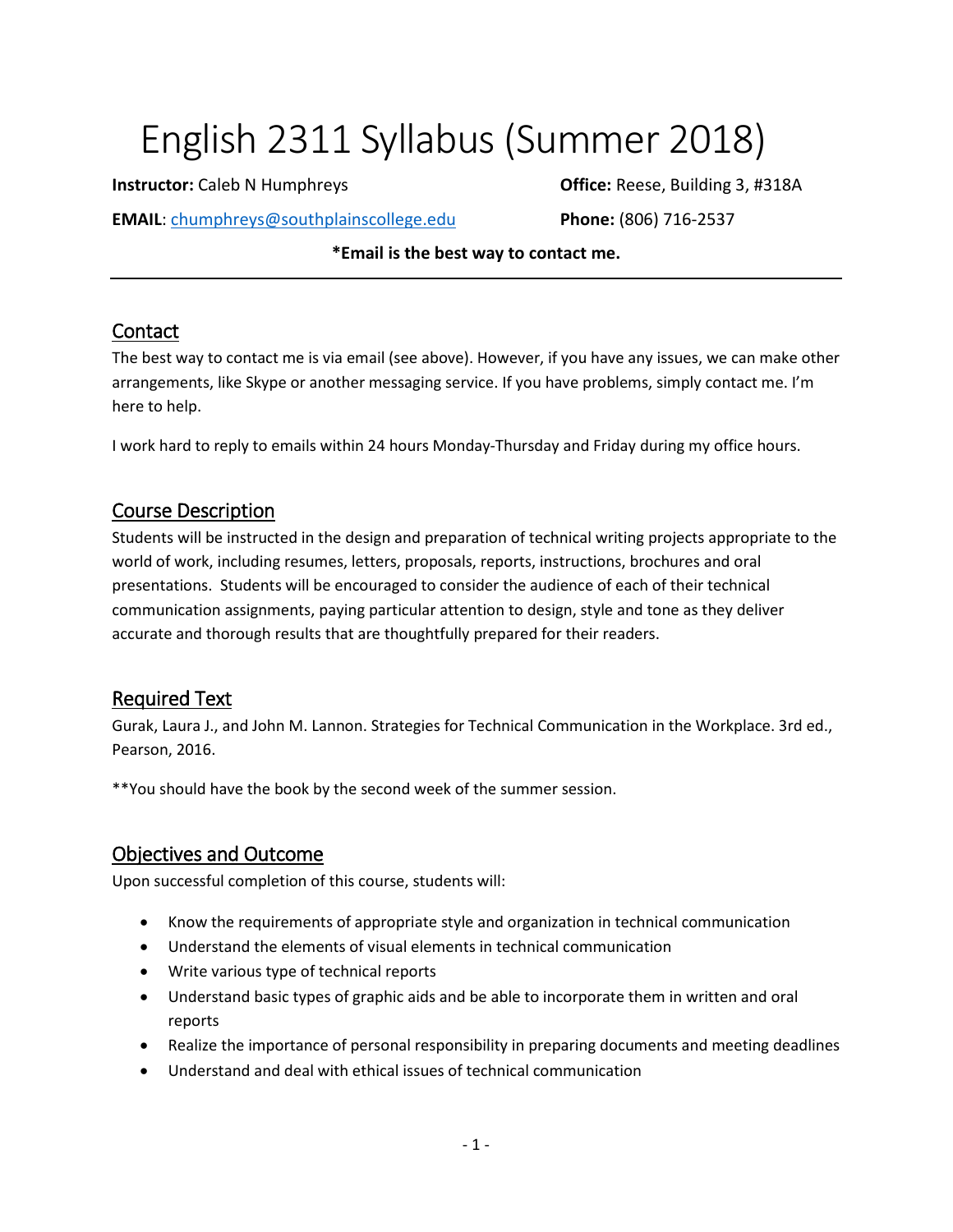# English 2311 Syllabus (Summer 2018)

**Instructor:** Caleb N Humphreys

**Office:** Reese, Building 3, #318A

**EMAIL**: chumphreys@southplainscollege.edu

**Phone:** (806) 716-2537

***Email is the best way to contact me.**

---

## Contact

The best way to contact me is via email (see above). However, if you have any issues, we can make other arrangements, like Skype or another messaging service. If you have problems, simply contact me. I'm here to help.

I work hard to reply to emails within 24 hours Monday-Thursday and Friday during my office hours.

## Course Description

Students will be instructed in the design and preparation of technical writing projects appropriate to the world of work, including resumes, letters, proposals, reports, instructions, brochures and oral presentations. Students will be encouraged to consider the audience of each of their technical communication assignments, paying particular attention to design, style and tone as they deliver accurate and thorough results that are thoughtfully prepared for their readers.

## Required Text

Gurak, Laura J., and John M. Lannon. Strategies for Technical Communication in the Workplace. 3rd ed., Pearson, 2016.

**You should have the book by the second week of the summer session.

## Objectives and Outcome

Upon successful completion of this course, students will:

- Know the requirements of appropriate style and organization in technical communication
- Understand the elements of visual elements in technical communication
- Write various type of technical reports
- Understand basic types of graphic aids and be able to incorporate them in written and oral reports
- Realize the importance of personal responsibility in preparing documents and meeting deadlines
- Understand and deal with ethical issues of technical communication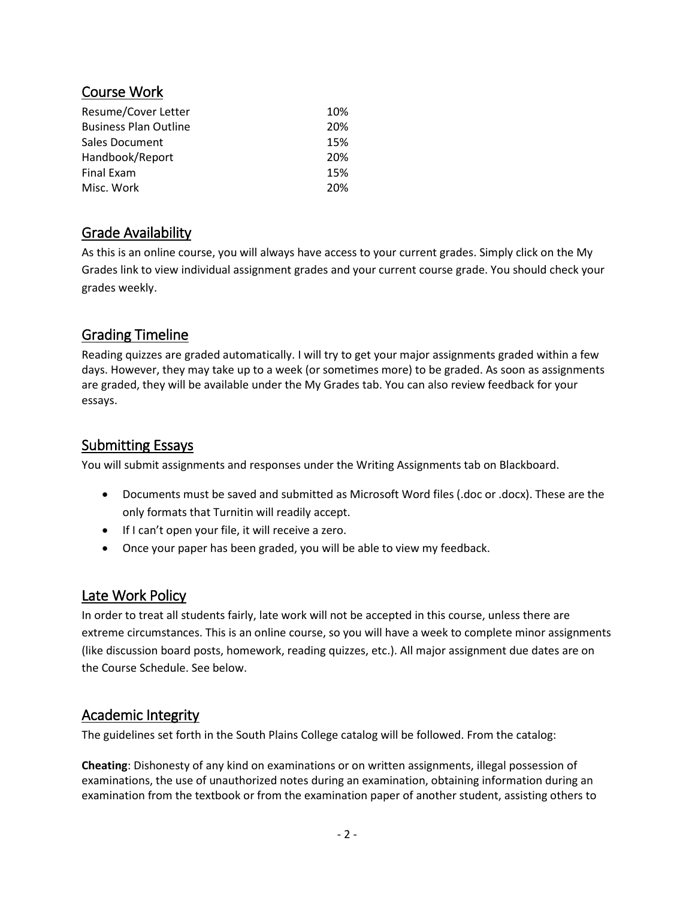## Course Work

| Resume/Cover Letter | 10% |
|---|---|
| Business Plan Outline | 20% |
| Sales Document | 15% |
| Handbook/Report | 20% |
| Final Exam | 15% |
| Misc. Work | 20% |

## Grade Availability

As this is an online course, you will always have access to your current grades. Simply click on the My Grades link to view individual assignment grades and your current course grade. You should check your grades weekly.

## Grading Timeline

Reading quizzes are graded automatically. I will try to get your major assignments graded within a few days. However, they may take up to a week (or sometimes more) to be graded. As soon as assignments are graded, they will be available under the My Grades tab. You can also review feedback for your essays.

## Submitting Essays

You will submit assignments and responses under the Writing Assignments tab on Blackboard.

- Documents must be saved and submitted as Microsoft Word files (.doc or .docx). These are the only formats that Turnitin will readily accept.
- If I can't open your file, it will receive a zero.
- Once your paper has been graded, you will be able to view my feedback.

## Late Work Policy

In order to treat all students fairly, late work will not be accepted in this course, unless there are extreme circumstances. This is an online course, so you will have a week to complete minor assignments (like discussion board posts, homework, reading quizzes, etc.). All major assignment due dates are on the Course Schedule. See below.

## Academic Integrity

The guidelines set forth in the South Plains College catalog will be followed. From the catalog:

**Cheating**: Dishonesty of any kind on examinations or on written assignments, illegal possession of examinations, the use of unauthorized notes during an examination, obtaining information during an examination from the textbook or from the examination paper of another student, assisting others to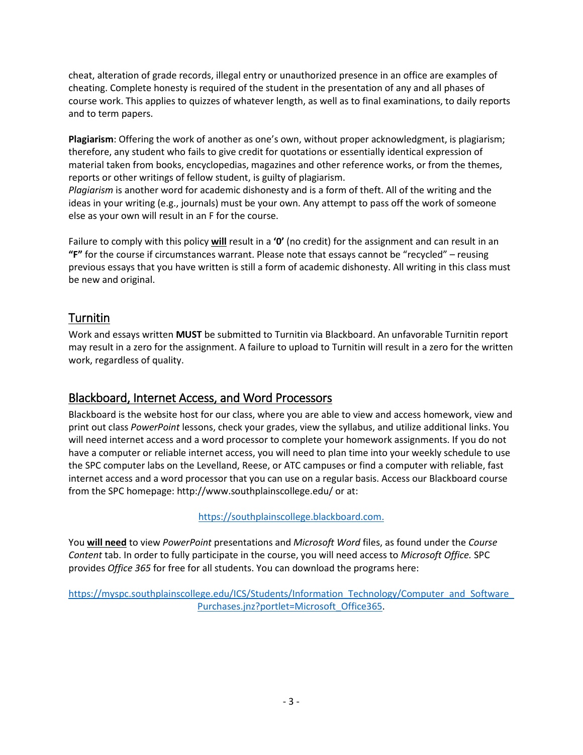cheat, alteration of grade records, illegal entry or unauthorized presence in an office are examples of cheating. Complete honesty is required of the student in the presentation of any and all phases of course work. This applies to quizzes of whatever length, as well as to final examinations, to daily reports and to term papers.

**Plagiarism**: Offering the work of another as one's own, without proper acknowledgment, is plagiarism; therefore, any student who fails to give credit for quotations or essentially identical expression of material taken from books, encyclopedias, magazines and other reference works, or from the themes, reports or other writings of fellow student, is guilty of plagiarism.
*Plagiarism* is another word for academic dishonesty and is a form of theft. All of the writing and the ideas in your writing (e.g., journals) must be your own. Any attempt to pass off the work of someone else as your own will result in an F for the course.

Failure to comply with this policy **will** result in a **'0'** (no credit) for the assignment and can result in an **"F"** for the course if circumstances warrant. Please note that essays cannot be "recycled" – reusing previous essays that you have written is still a form of academic dishonesty. All writing in this class must be new and original.

## Turnitin

Work and essays written **MUST** be submitted to Turnitin via Blackboard. An unfavorable Turnitin report may result in a zero for the assignment. A failure to upload to Turnitin will result in a zero for the written work, regardless of quality.

## Blackboard, Internet Access, and Word Processors

Blackboard is the website host for our class, where you are able to view and access homework, view and print out class *PowerPoint* lessons, check your grades, view the syllabus, and utilize additional links. You will need internet access and a word processor to complete your homework assignments. If you do not have a computer or reliable internet access, you will need to plan time into your weekly schedule to use the SPC computer labs on the Levelland, Reese, or ATC campuses or find a computer with reliable, fast internet access and a word processor that you can use on a regular basis. Access our Blackboard course from the SPC homepage: http://www.southplainscollege.edu/ or at:

https://southplainscollege.blackboard.com.

You **will need** to view *PowerPoint* presentations and *Microsoft Word* files, as found under the *Course Content* tab. In order to fully participate in the course, you will need access to *Microsoft Office.* SPC provides *Office 365* for free for all students. You can download the programs here:

https://myspc.southplainscollege.edu/ICS/Students/Information_Technology/Computer_and_Software_Purchases.jnz?portlet=Microsoft_Office365.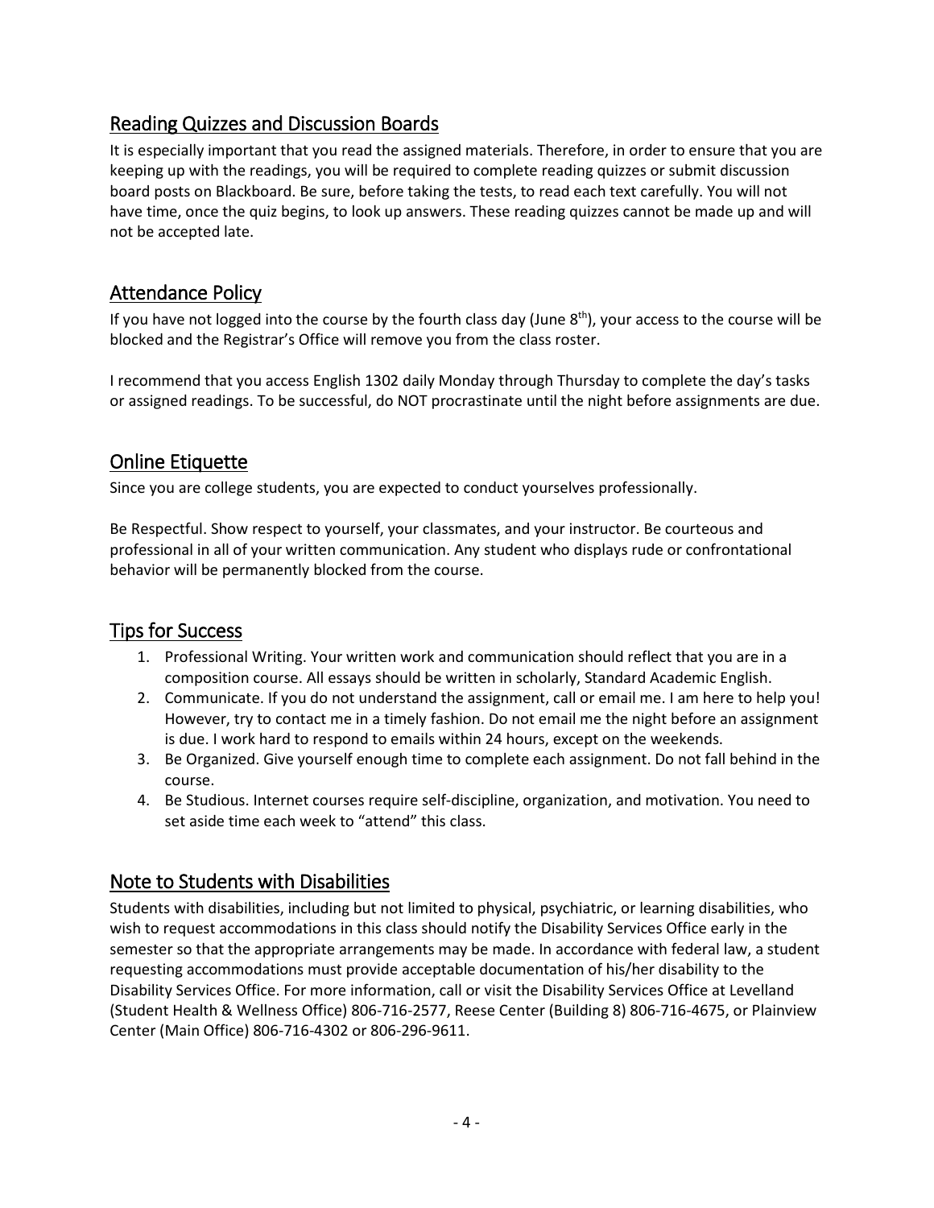## Reading Quizzes and Discussion Boards

It is especially important that you read the assigned materials. Therefore, in order to ensure that you are keeping up with the readings, you will be required to complete reading quizzes or submit discussion board posts on Blackboard. Be sure, before taking the tests, to read each text carefully. You will not have time, once the quiz begins, to look up answers. These reading quizzes cannot be made up and will not be accepted late.

## Attendance Policy

If you have not logged into the course by the fourth class day (June 8th), your access to the course will be blocked and the Registrar's Office will remove you from the class roster.

I recommend that you access English 1302 daily Monday through Thursday to complete the day's tasks or assigned readings. To be successful, do NOT procrastinate until the night before assignments are due.

## Online Etiquette

Since you are college students, you are expected to conduct yourselves professionally.

Be Respectful. Show respect to yourself, your classmates, and your instructor. Be courteous and professional in all of your written communication. Any student who displays rude or confrontational behavior will be permanently blocked from the course.

## Tips for Success

1. Professional Writing. Your written work and communication should reflect that you are in a composition course. All essays should be written in scholarly, Standard Academic English.
2. Communicate. If you do not understand the assignment, call or email me. I am here to help you! However, try to contact me in a timely fashion. Do not email me the night before an assignment is due. I work hard to respond to emails within 24 hours, except on the weekends.
3. Be Organized. Give yourself enough time to complete each assignment. Do not fall behind in the course.
4. Be Studious. Internet courses require self-discipline, organization, and motivation. You need to set aside time each week to "attend" this class.

## Note to Students with Disabilities

Students with disabilities, including but not limited to physical, psychiatric, or learning disabilities, who wish to request accommodations in this class should notify the Disability Services Office early in the semester so that the appropriate arrangements may be made. In accordance with federal law, a student requesting accommodations must provide acceptable documentation of his/her disability to the Disability Services Office. For more information, call or visit the Disability Services Office at Levelland (Student Health & Wellness Office) 806-716-2577, Reese Center (Building 8) 806-716-4675, or Plainview Center (Main Office) 806-716-4302 or 806-296-9611.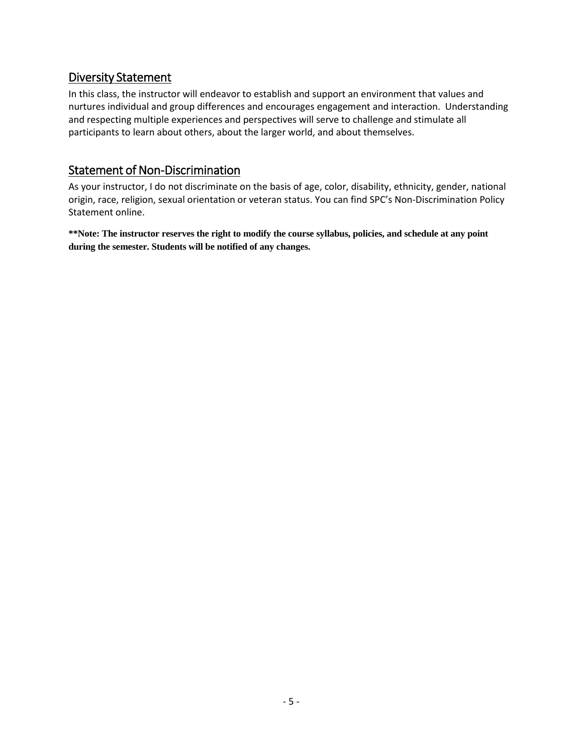## Diversity Statement

In this class, the instructor will endeavor to establish and support an environment that values and nurtures individual and group differences and encourages engagement and interaction. Understanding and respecting multiple experiences and perspectives will serve to challenge and stimulate all participants to learn about others, about the larger world, and about themselves.

## Statement of Non-Discrimination

As your instructor, I do not discriminate on the basis of age, color, disability, ethnicity, gender, national origin, race, religion, sexual orientation or veteran status. You can find SPC's Non-Discrimination Policy Statement online.

****Note: The instructor reserves the right to modify the course syllabus, policies, and schedule at any point during the semester. Students will be notified of any changes.**